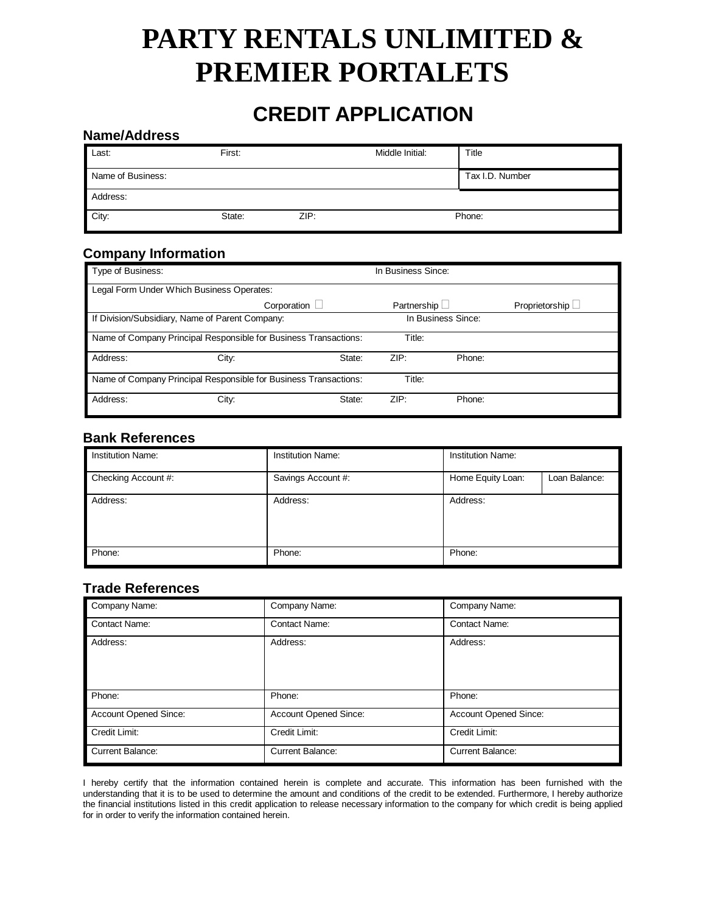# PARTY RENTALS UNLIMITED & PREMIER PORTALETS

## CREDIT APPLICATION

### Name/Address

| Last: | First: | Middle Initial: | Title |
|---|---|---|---|
| Name of Business: | | | Tax I.D. Number |
| Address: | | | |
| City: | State: | ZIP: | Phone: |

### Company Information

| Type of Business: | | In Business Since: | |
|---|---|---|---|
| Legal Form Under Which Business Operates: Corporation ☐ | Partnership ☐ | Proprietorship ☐ | |
| If Division/Subsidiary, Name of Parent Company: | | In Business Since: | |
| Name of Company Principal Responsible for Business Transactions: | | Title: | |
| Address: | City: | State: ZIP: | Phone: |
| Name of Company Principal Responsible for Business Transactions: | | Title: | |
| Address: | City: | State: ZIP: | Phone: |

### Bank References

| Institution Name: | Institution Name: | Institution Name: | |
|---|---|---|---|
| Checking Account #: | Savings Account #: | Home Equity Loan: | Loan Balance: |
| Address: | Address: | Address: | |
| Phone: | Phone: | Phone: | |

### Trade References

| Company Name: | Company Name: | Company Name: |
|---|---|---|
| Contact Name: | Contact Name: | Contact Name: |
| Address: | Address: | Address: |
| Phone: | Phone: | Phone: |
| Account Opened Since: | Account Opened Since: | Account Opened Since: |
| Credit Limit: | Credit Limit: | Credit Limit: |
| Current Balance: | Current Balance: | Current Balance: |

I hereby certify that the information contained herein is complete and accurate. This information has been furnished with the understanding that it is to be used to determine the amount and conditions of the credit to be extended. Furthermore, I hereby authorize the financial institutions listed in this credit application to release necessary information to the company for which credit is being applied for in order to verify the information contained herein.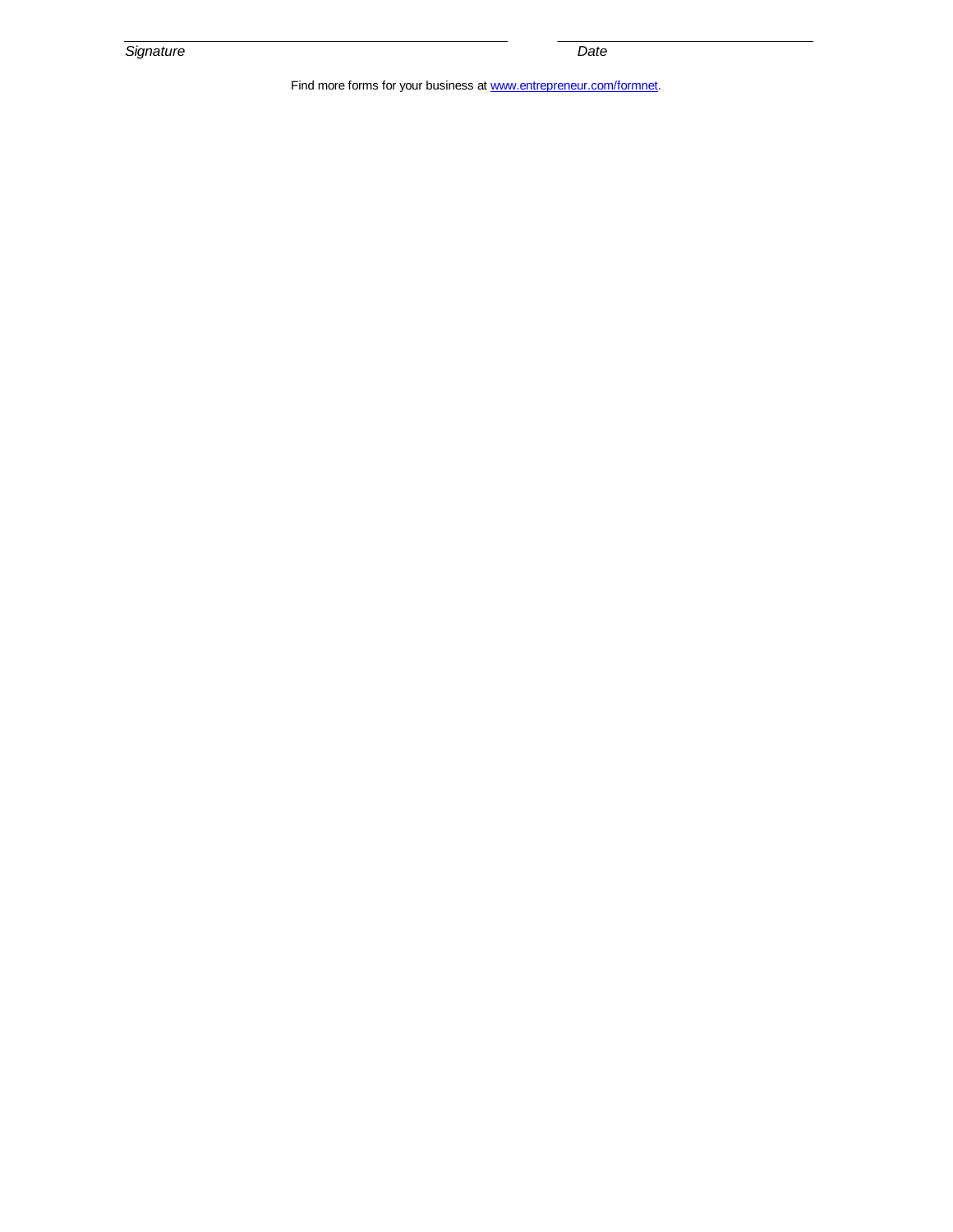_______________________________________ _______________________

*Signature* *Date*

Find more forms for your business at www.entrepreneur.com/formnet.